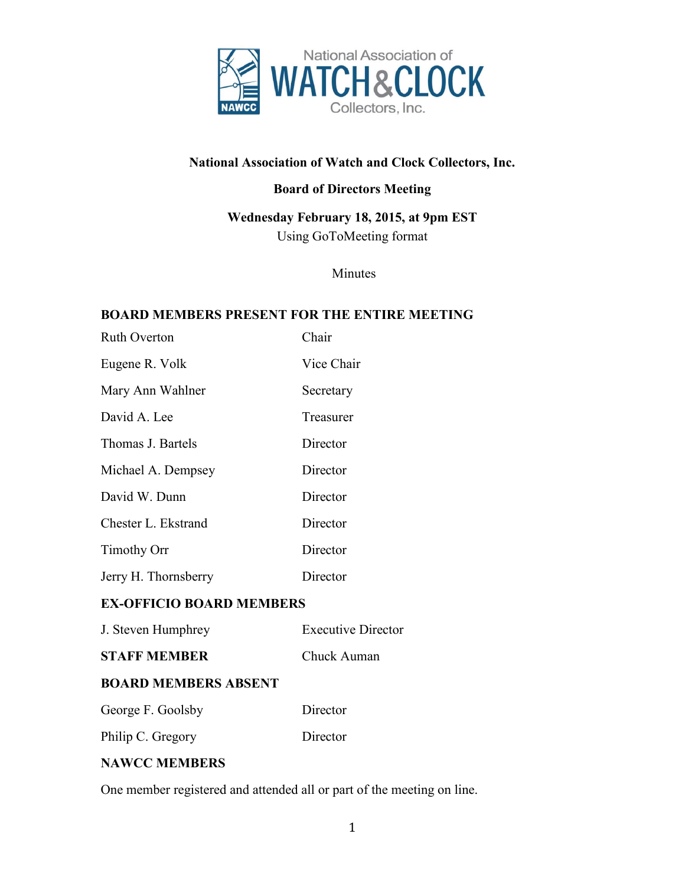**National Association of Watch and Clock Collectors, Inc.**

**Board of Directors Meeting**

**Wednesday February 18, 2015, at 9pm EST**

Using GoToMeeting format

Minutes

## BOARD MEMBERS PRESENT FOR THE ENTIRE MEETING

| | |
|---|---|
| Ruth Overton | Chair |
| Eugene R. Volk | Vice Chair |
| Mary Ann Wahlner | Secretary |
| David A. Lee | Treasurer |
| Thomas J. Bartels | Director |
| Michael A. Dempsey | Director |
| David W. Dunn | Director |
| Chester L. Ekstrand | Director |
| Timothy Orr | Director |
| Jerry H. Thornsberry | Director |

## EX-OFFICIO BOARD MEMBERS

| | |
|---|---|
| J. Steven Humphrey | Executive Director |
| **STAFF MEMBER** | Chuck Auman |

## BOARD MEMBERS ABSENT

| | |
|---|---|
| George F. Goolsby | Director |
| Philip C. Gregory | Director |

## NAWCC MEMBERS

One member registered and attended all or part of the meeting on line.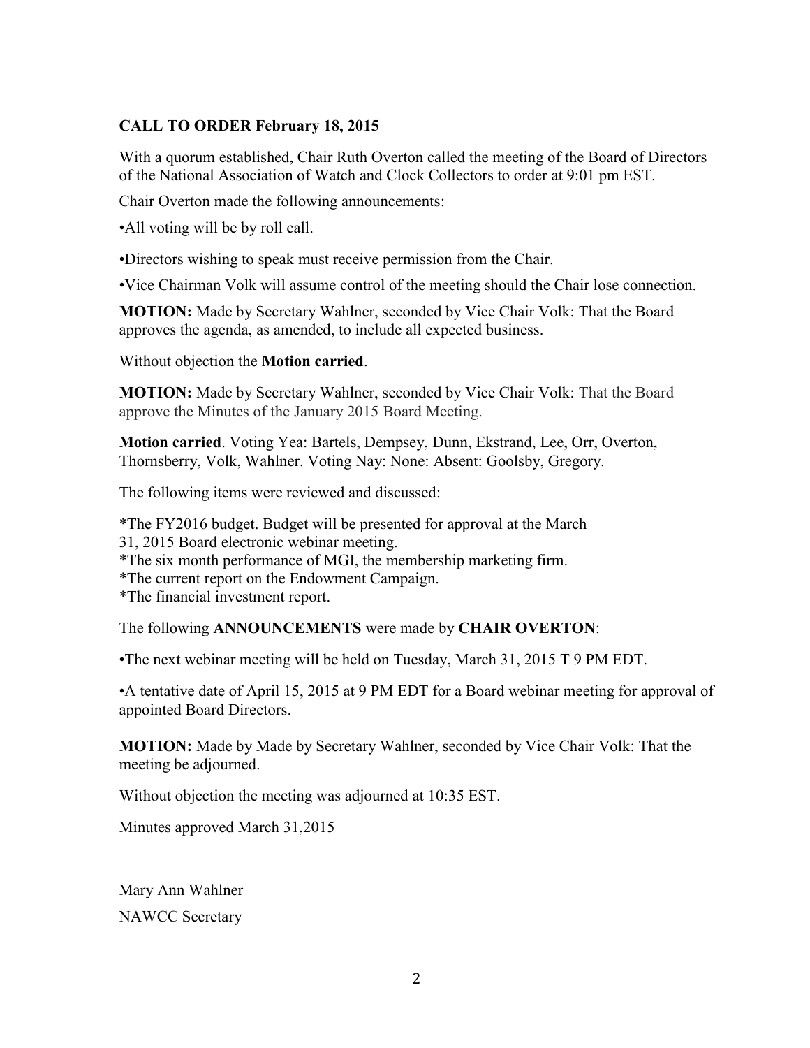**CALL TO ORDER February 18, 2015**

With a quorum established, Chair Ruth Overton called the meeting of the Board of Directors of the National Association of Watch and Clock Collectors to order at 9:01 pm EST.

Chair Overton made the following announcements:

•All voting will be by roll call.

•Directors wishing to speak must receive permission from the Chair.

•Vice Chairman Volk will assume control of the meeting should the Chair lose connection.

**MOTION:** Made by Secretary Wahlner, seconded by Vice Chair Volk: That the Board approves the agenda, as amended, to include all expected business.

Without objection the **Motion carried**.

**MOTION:** Made by Secretary Wahlner, seconded by Vice Chair Volk: That the Board approve the Minutes of the January 2015 Board Meeting.

**Motion carried**. Voting Yea: Bartels, Dempsey, Dunn, Ekstrand, Lee, Orr, Overton, Thornsberry, Volk, Wahlner. Voting Nay: None: Absent: Goolsby, Gregory.

The following items were reviewed and discussed:

*The FY2016 budget. Budget will be presented for approval at the March 31, 2015 Board electronic webinar meeting.
*The six month performance of MGI, the membership marketing firm.
*The current report on the Endowment Campaign.
*The financial investment report.

The following **ANNOUNCEMENTS** were made by **CHAIR OVERTON**:

•The next webinar meeting will be held on Tuesday, March 31, 2015 T 9 PM EDT.

•A tentative date of April 15, 2015 at 9 PM EDT for a Board webinar meeting for approval of appointed Board Directors.

**MOTION:** Made by Made by Secretary Wahlner, seconded by Vice Chair Volk: That the meeting be adjourned.

Without objection the meeting was adjourned at 10:35 EST.

Minutes approved March 31,2015

Mary Ann Wahlner

NAWCC Secretary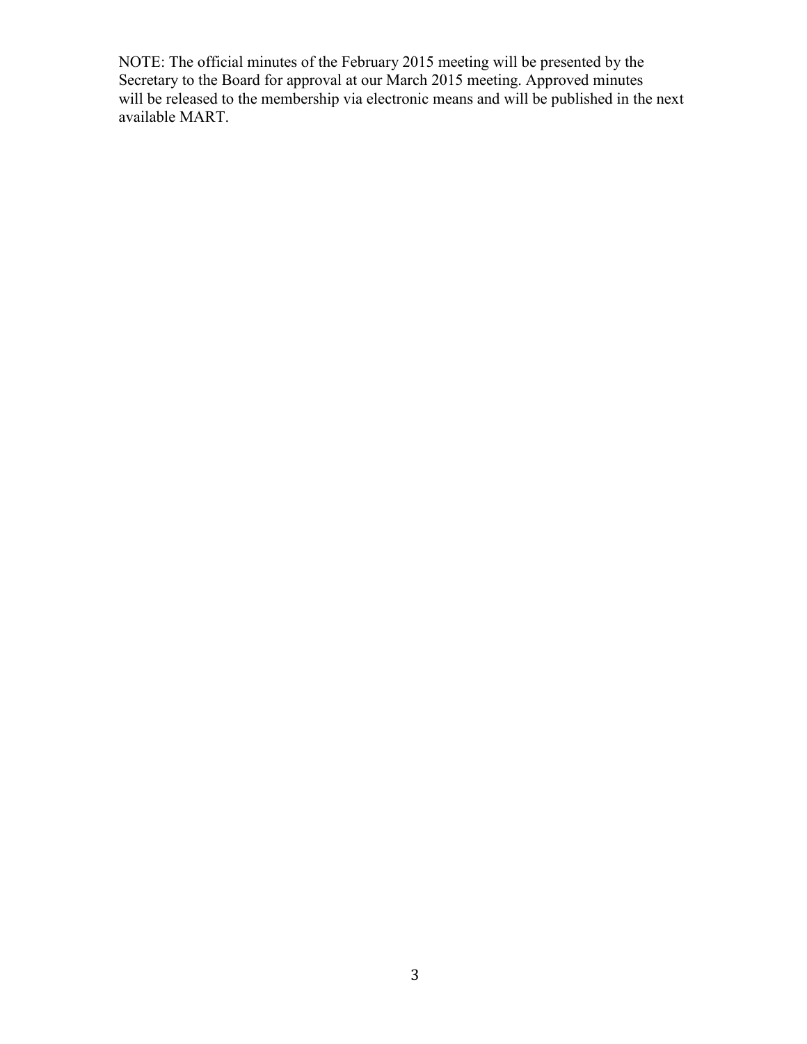NOTE: The official minutes of the February 2015 meeting will be presented by the Secretary to the Board for approval at our March 2015 meeting. Approved minutes will be released to the membership via electronic means and will be published in the next available MART.